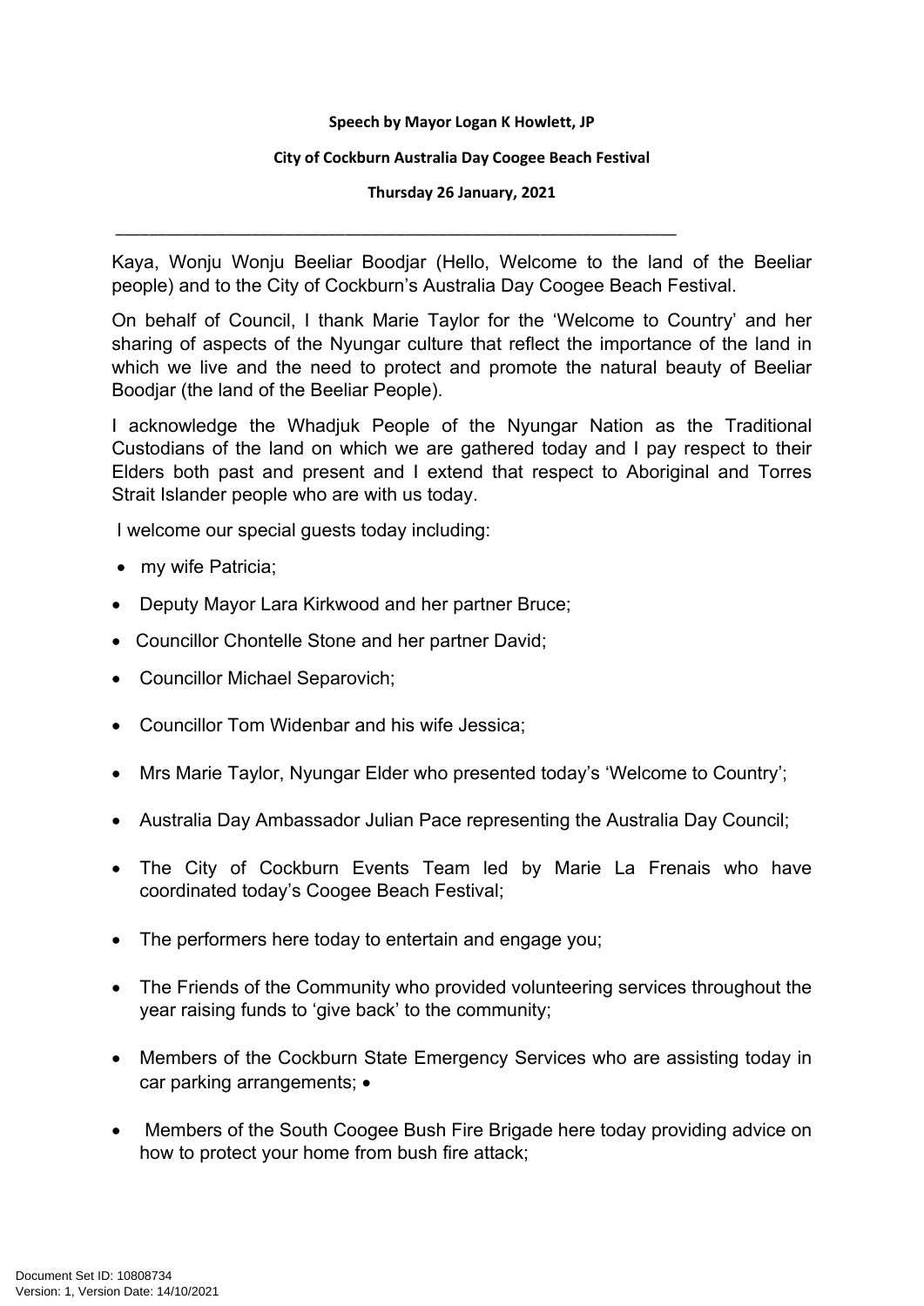**Speech by Mayor Logan K Howlett, JP**

**City of Cockburn Australia Day Coogee Beach Festival**

**Thursday 26 January, 2021**

---

Kaya, Wonju Wonju Beeliar Boodjar (Hello, Welcome to the land of the Beeliar people) and to the City of Cockburn's Australia Day Coogee Beach Festival.

On behalf of Council, I thank Marie Taylor for the 'Welcome to Country' and her sharing of aspects of the Nyungar culture that reflect the importance of the land in which we live and the need to protect and promote the natural beauty of Beeliar Boodjar (the land of the Beeliar People).

I acknowledge the Whadjuk People of the Nyungar Nation as the Traditional Custodians of the land on which we are gathered today and I pay respect to their Elders both past and present and I extend that respect to Aboriginal and Torres Strait Islander people who are with us today.

I welcome our special guests today including:

- my wife Patricia;
- Deputy Mayor Lara Kirkwood and her partner Bruce;
- Councillor Chontelle Stone and her partner David;
- Councillor Michael Separovich;
- Councillor Tom Widenbar and his wife Jessica;
- Mrs Marie Taylor, Nyungar Elder who presented today's 'Welcome to Country';
- Australia Day Ambassador Julian Pace representing the Australia Day Council;
- The City of Cockburn Events Team led by Marie La Frenais who have coordinated today's Coogee Beach Festival;
- The performers here today to entertain and engage you;
- The Friends of the Community who provided volunteering services throughout the year raising funds to 'give back' to the community;
- Members of the Cockburn State Emergency Services who are assisting today in car parking arrangements;
- Members of the South Coogee Bush Fire Brigade here today providing advice on how to protect your home from bush fire attack;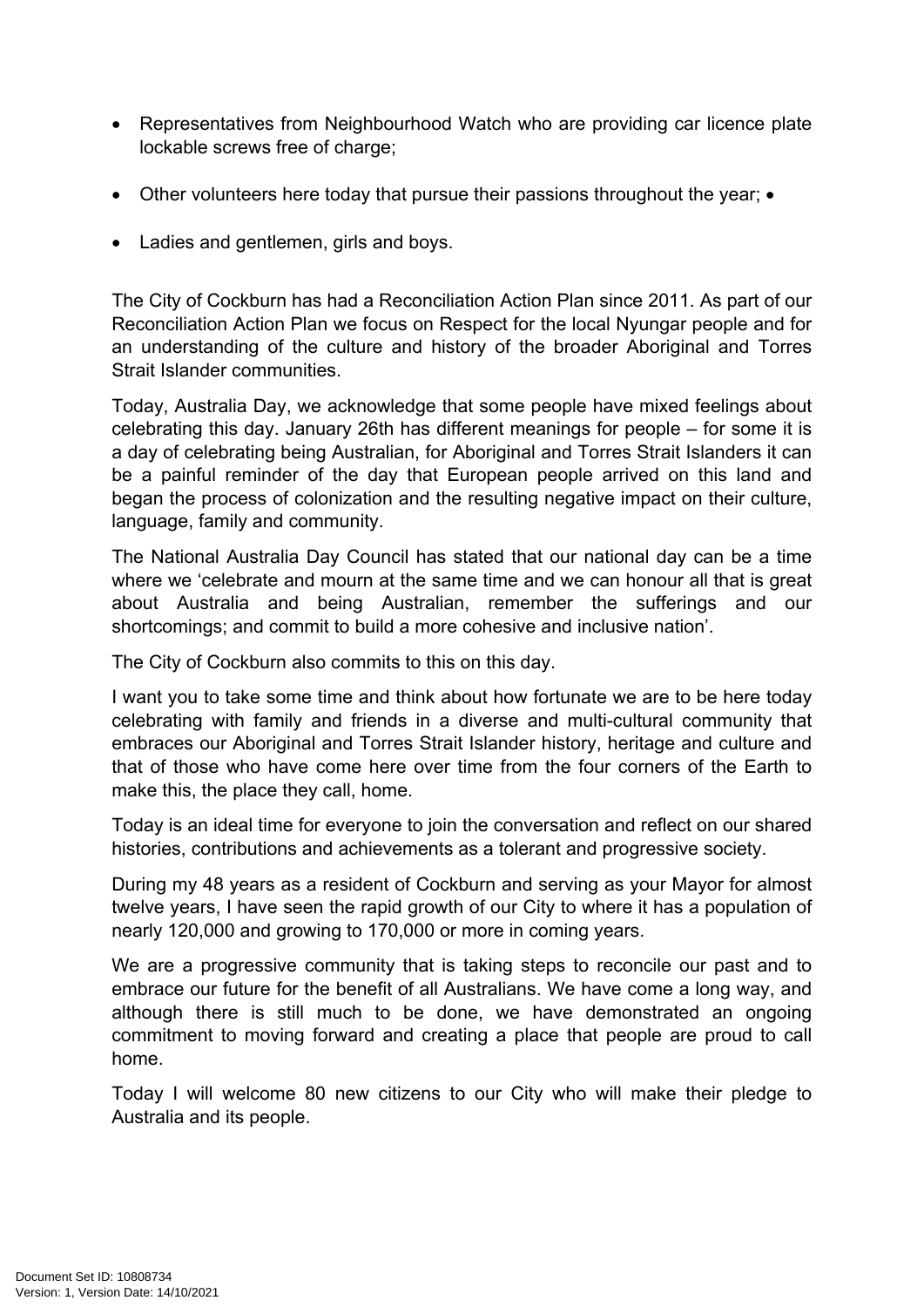- Representatives from Neighbourhood Watch who are providing car licence plate lockable screws free of charge;
- Other volunteers here today that pursue their passions throughout the year; •
- Ladies and gentlemen, girls and boys.

The City of Cockburn has had a Reconciliation Action Plan since 2011. As part of our Reconciliation Action Plan we focus on Respect for the local Nyungar people and for an understanding of the culture and history of the broader Aboriginal and Torres Strait Islander communities.

Today, Australia Day, we acknowledge that some people have mixed feelings about celebrating this day. January 26th has different meanings for people – for some it is a day of celebrating being Australian, for Aboriginal and Torres Strait Islanders it can be a painful reminder of the day that European people arrived on this land and began the process of colonization and the resulting negative impact on their culture, language, family and community.

The National Australia Day Council has stated that our national day can be a time where we 'celebrate and mourn at the same time and we can honour all that is great about Australia and being Australian, remember the sufferings and our shortcomings; and commit to build a more cohesive and inclusive nation'.

The City of Cockburn also commits to this on this day.

I want you to take some time and think about how fortunate we are to be here today celebrating with family and friends in a diverse and multi-cultural community that embraces our Aboriginal and Torres Strait Islander history, heritage and culture and that of those who have come here over time from the four corners of the Earth to make this, the place they call, home.

Today is an ideal time for everyone to join the conversation and reflect on our shared histories, contributions and achievements as a tolerant and progressive society.

During my 48 years as a resident of Cockburn and serving as your Mayor for almost twelve years, I have seen the rapid growth of our City to where it has a population of nearly 120,000 and growing to 170,000 or more in coming years.

We are a progressive community that is taking steps to reconcile our past and to embrace our future for the benefit of all Australians. We have come a long way, and although there is still much to be done, we have demonstrated an ongoing commitment to moving forward and creating a place that people are proud to call home.

Today I will welcome 80 new citizens to our City who will make their pledge to Australia and its people.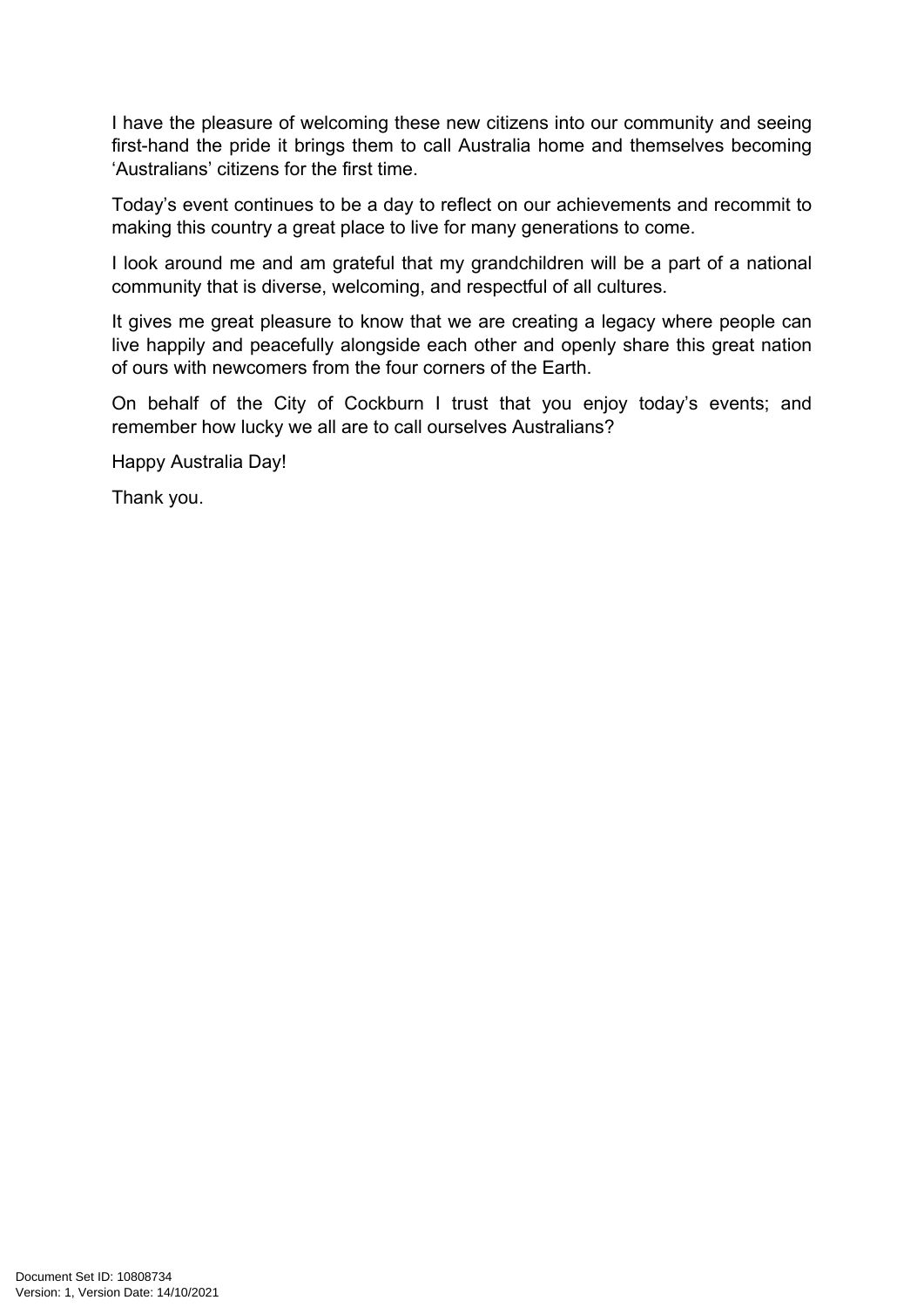I have the pleasure of welcoming these new citizens into our community and seeing first-hand the pride it brings them to call Australia home and themselves becoming 'Australians' citizens for the first time.

Today's event continues to be a day to reflect on our achievements and recommit to making this country a great place to live for many generations to come.

I look around me and am grateful that my grandchildren will be a part of a national community that is diverse, welcoming, and respectful of all cultures.

It gives me great pleasure to know that we are creating a legacy where people can live happily and peacefully alongside each other and openly share this great nation of ours with newcomers from the four corners of the Earth.

On behalf of the City of Cockburn I trust that you enjoy today's events; and remember how lucky we all are to call ourselves Australians?

Happy Australia Day!

Thank you.